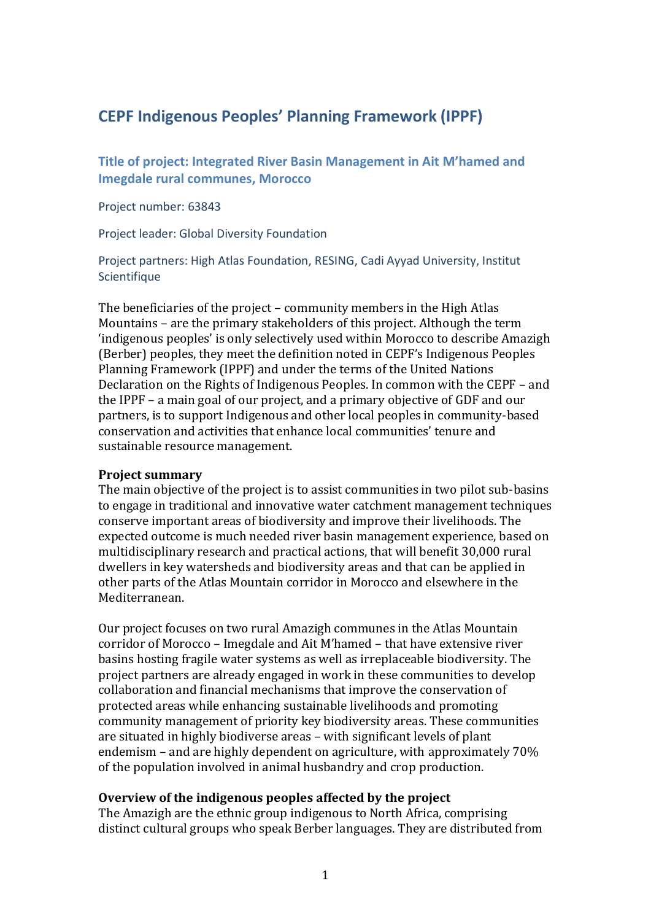# CEPF Indigenous Peoples' Planning Framework (IPPF)

## Title of project: Integrated River Basin Management in Ait M'hamed and Imegdale rural communes, Morocco

Project number: 63843

Project leader: Global Diversity Foundation

Project partners: High Atlas Foundation, RESING, Cadi Ayyad University, Institut Scientifique

The beneficiaries of the project – community members in the High Atlas Mountains – are the primary stakeholders of this project. Although the term 'indigenous peoples' is only selectively used within Morocco to describe Amazigh (Berber) peoples, they meet the definition noted in CEPF's Indigenous Peoples Planning Framework (IPPF) and under the terms of the United Nations Declaration on the Rights of Indigenous Peoples. In common with the CEPF – and the IPPF – a main goal of our project, and a primary objective of GDF and our partners, is to support Indigenous and other local peoples in community-based conservation and activities that enhance local communities' tenure and sustainable resource management.

**Project summary**

The main objective of the project is to assist communities in two pilot sub-basins to engage in traditional and innovative water catchment management techniques conserve important areas of biodiversity and improve their livelihoods. The expected outcome is much needed river basin management experience, based on multidisciplinary research and practical actions, that will benefit 30,000 rural dwellers in key watersheds and biodiversity areas and that can be applied in other parts of the Atlas Mountain corridor in Morocco and elsewhere in the Mediterranean.

Our project focuses on two rural Amazigh communes in the Atlas Mountain corridor of Morocco – Imegdale and Ait M'hamed – that have extensive river basins hosting fragile water systems as well as irreplaceable biodiversity. The project partners are already engaged in work in these communities to develop collaboration and financial mechanisms that improve the conservation of protected areas while enhancing sustainable livelihoods and promoting community management of priority key biodiversity areas. These communities are situated in highly biodiverse areas – with significant levels of plant endemism – and are highly dependent on agriculture, with approximately 70% of the population involved in animal husbandry and crop production.

**Overview of the indigenous peoples affected by the project**

The Amazigh are the ethnic group indigenous to North Africa, comprising distinct cultural groups who speak Berber languages. They are distributed from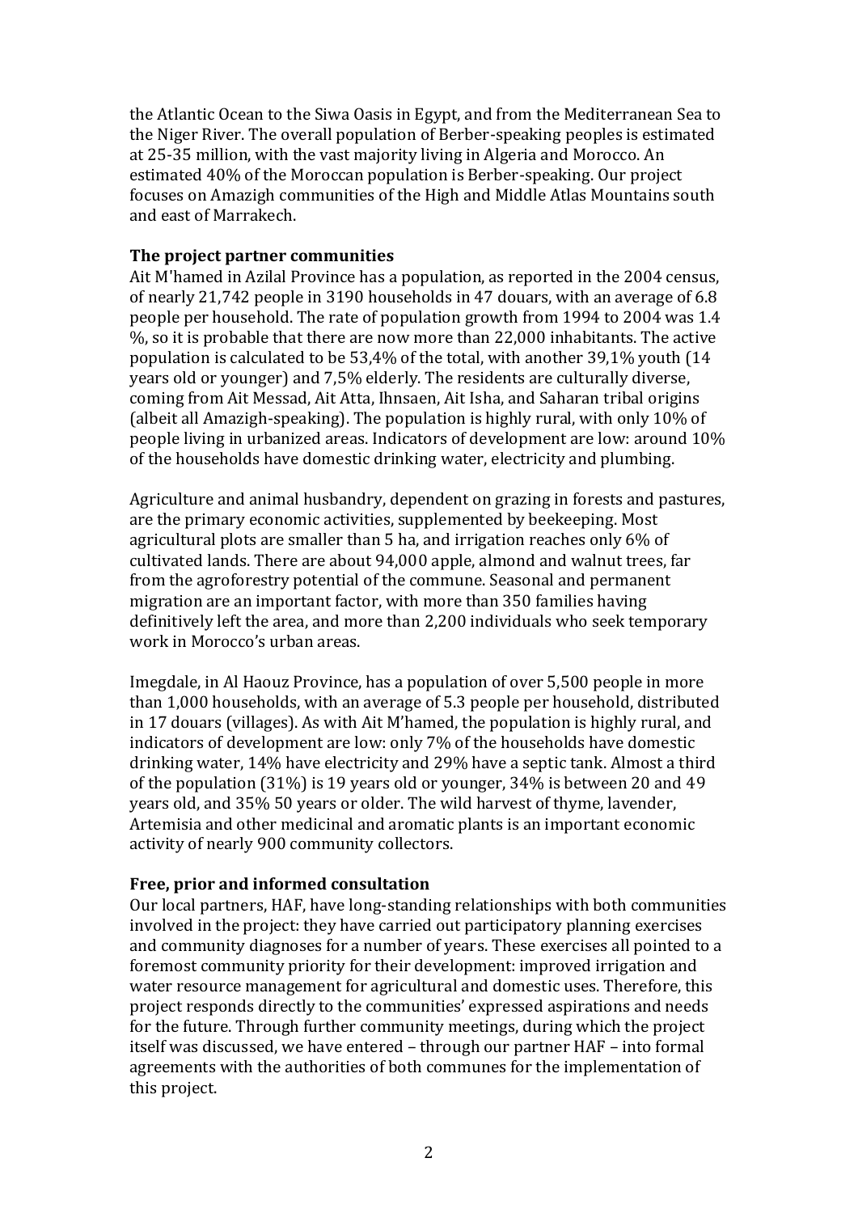the Atlantic Ocean to the Siwa Oasis in Egypt, and from the Mediterranean Sea to the Niger River. The overall population of Berber-speaking peoples is estimated at 25-35 million, with the vast majority living in Algeria and Morocco. An estimated 40% of the Moroccan population is Berber-speaking. Our project focuses on Amazigh communities of the High and Middle Atlas Mountains south and east of Marrakech.

**The project partner communities**

Ait M'hamed in Azilal Province has a population, as reported in the 2004 census, of nearly 21,742 people in 3190 households in 47 douars, with an average of 6.8 people per household. The rate of population growth from 1994 to 2004 was 1.4 %, so it is probable that there are now more than 22,000 inhabitants. The active population is calculated to be 53,4% of the total, with another 39,1% youth (14 years old or younger) and 7,5% elderly. The residents are culturally diverse, coming from Ait Messad, Ait Atta, Ihnsaen, Ait Isha, and Saharan tribal origins (albeit all Amazigh-speaking). The population is highly rural, with only 10% of people living in urbanized areas. Indicators of development are low: around 10% of the households have domestic drinking water, electricity and plumbing.

Agriculture and animal husbandry, dependent on grazing in forests and pastures, are the primary economic activities, supplemented by beekeeping. Most agricultural plots are smaller than 5 ha, and irrigation reaches only 6% of cultivated lands. There are about 94,000 apple, almond and walnut trees, far from the agroforestry potential of the commune. Seasonal and permanent migration are an important factor, with more than 350 families having definitively left the area, and more than 2,200 individuals who seek temporary work in Morocco's urban areas.

Imegdale, in Al Haouz Province, has a population of over 5,500 people in more than 1,000 households, with an average of 5.3 people per household, distributed in 17 douars (villages). As with Ait M'hamed, the population is highly rural, and indicators of development are low: only 7% of the households have domestic drinking water, 14% have electricity and 29% have a septic tank. Almost a third of the population (31%) is 19 years old or younger, 34% is between 20 and 49 years old, and 35% 50 years or older. The wild harvest of thyme, lavender, Artemisia and other medicinal and aromatic plants is an important economic activity of nearly 900 community collectors.

**Free, prior and informed consultation**

Our local partners, HAF, have long-standing relationships with both communities involved in the project: they have carried out participatory planning exercises and community diagnoses for a number of years. These exercises all pointed to a foremost community priority for their development: improved irrigation and water resource management for agricultural and domestic uses. Therefore, this project responds directly to the communities' expressed aspirations and needs for the future. Through further community meetings, during which the project itself was discussed, we have entered – through our partner HAF – into formal agreements with the authorities of both communes for the implementation of this project.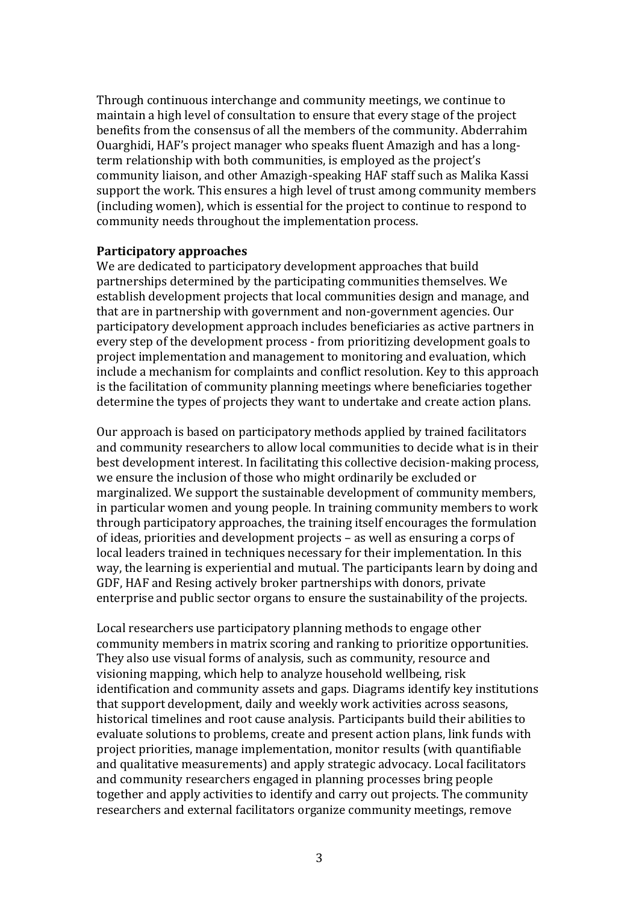Through continuous interchange and community meetings, we continue to maintain a high level of consultation to ensure that every stage of the project benefits from the consensus of all the members of the community. Abderrahim Ouarghidi, HAF's project manager who speaks fluent Amazigh and has a long-term relationship with both communities, is employed as the project's community liaison, and other Amazigh-speaking HAF staff such as Malika Kassi support the work. This ensures a high level of trust among community members (including women), which is essential for the project to continue to respond to community needs throughout the implementation process.

**Participatory approaches**

We are dedicated to participatory development approaches that build partnerships determined by the participating communities themselves. We establish development projects that local communities design and manage, and that are in partnership with government and non-government agencies. Our participatory development approach includes beneficiaries as active partners in every step of the development process - from prioritizing development goals to project implementation and management to monitoring and evaluation, which include a mechanism for complaints and conflict resolution. Key to this approach is the facilitation of community planning meetings where beneficiaries together determine the types of projects they want to undertake and create action plans.

Our approach is based on participatory methods applied by trained facilitators and community researchers to allow local communities to decide what is in their best development interest. In facilitating this collective decision-making process, we ensure the inclusion of those who might ordinarily be excluded or marginalized. We support the sustainable development of community members, in particular women and young people. In training community members to work through participatory approaches, the training itself encourages the formulation of ideas, priorities and development projects – as well as ensuring a corps of local leaders trained in techniques necessary for their implementation. In this way, the learning is experiential and mutual. The participants learn by doing and GDF, HAF and Resing actively broker partnerships with donors, private enterprise and public sector organs to ensure the sustainability of the projects.

Local researchers use participatory planning methods to engage other community members in matrix scoring and ranking to prioritize opportunities. They also use visual forms of analysis, such as community, resource and visioning mapping, which help to analyze household wellbeing, risk identification and community assets and gaps. Diagrams identify key institutions that support development, daily and weekly work activities across seasons, historical timelines and root cause analysis. Participants build their abilities to evaluate solutions to problems, create and present action plans, link funds with project priorities, manage implementation, monitor results (with quantifiable and qualitative measurements) and apply strategic advocacy. Local facilitators and community researchers engaged in planning processes bring people together and apply activities to identify and carry out projects. The community researchers and external facilitators organize community meetings, remove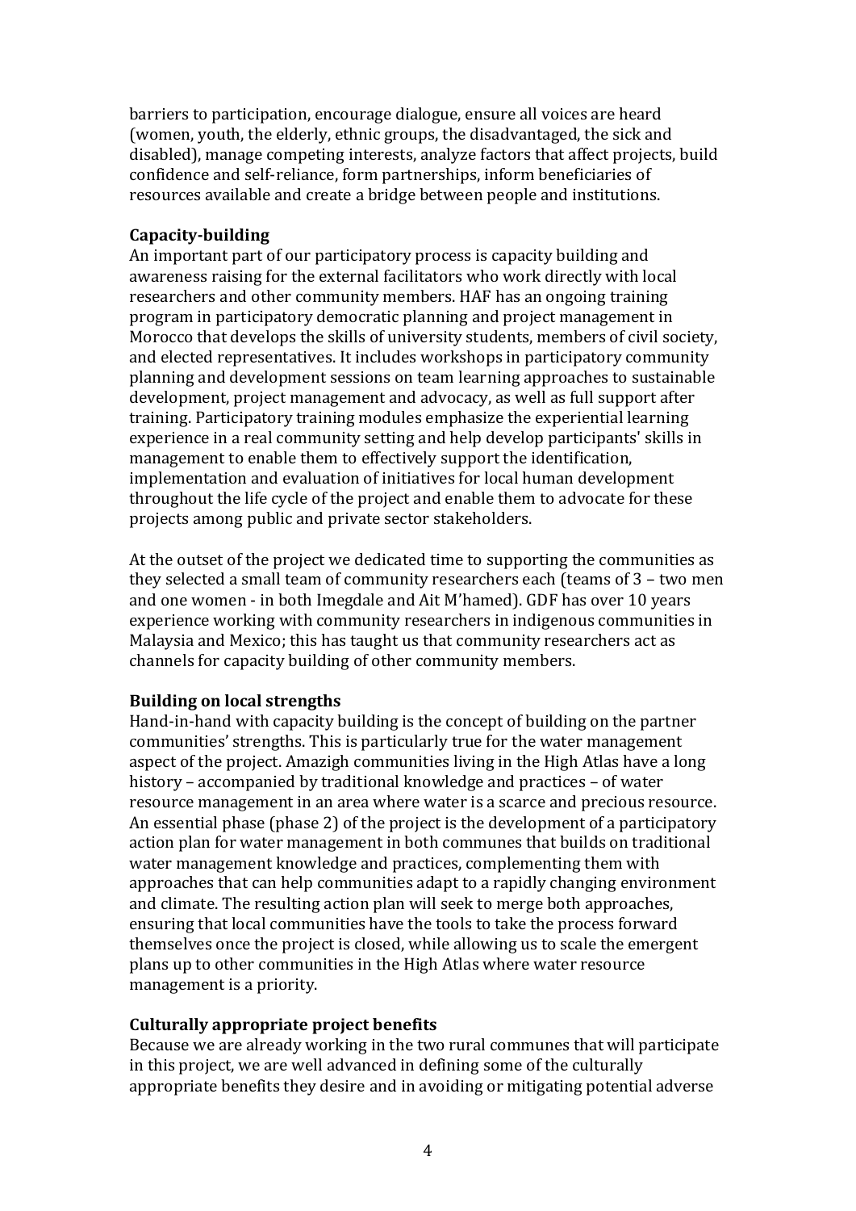barriers to participation, encourage dialogue, ensure all voices are heard (women, youth, the elderly, ethnic groups, the disadvantaged, the sick and disabled), manage competing interests, analyze factors that affect projects, build confidence and self-reliance, form partnerships, inform beneficiaries of resources available and create a bridge between people and institutions.

**Capacity-building**

An important part of our participatory process is capacity building and awareness raising for the external facilitators who work directly with local researchers and other community members. HAF has an ongoing training program in participatory democratic planning and project management in Morocco that develops the skills of university students, members of civil society, and elected representatives. It includes workshops in participatory community planning and development sessions on team learning approaches to sustainable development, project management and advocacy, as well as full support after training. Participatory training modules emphasize the experiential learning experience in a real community setting and help develop participants' skills in management to enable them to effectively support the identification, implementation and evaluation of initiatives for local human development throughout the life cycle of the project and enable them to advocate for these projects among public and private sector stakeholders.

At the outset of the project we dedicated time to supporting the communities as they selected a small team of community researchers each (teams of 3 – two men and one women - in both Imegdale and Ait M'hamed). GDF has over 10 years experience working with community researchers in indigenous communities in Malaysia and Mexico; this has taught us that community researchers act as channels for capacity building of other community members.

**Building on local strengths**

Hand-in-hand with capacity building is the concept of building on the partner communities' strengths. This is particularly true for the water management aspect of the project. Amazigh communities living in the High Atlas have a long history – accompanied by traditional knowledge and practices – of water resource management in an area where water is a scarce and precious resource. An essential phase (phase 2) of the project is the development of a participatory action plan for water management in both communes that builds on traditional water management knowledge and practices, complementing them with approaches that can help communities adapt to a rapidly changing environment and climate. The resulting action plan will seek to merge both approaches, ensuring that local communities have the tools to take the process forward themselves once the project is closed, while allowing us to scale the emergent plans up to other communities in the High Atlas where water resource management is a priority.

**Culturally appropriate project benefits**

Because we are already working in the two rural communes that will participate in this project, we are well advanced in defining some of the culturally appropriate benefits they desire and in avoiding or mitigating potential adverse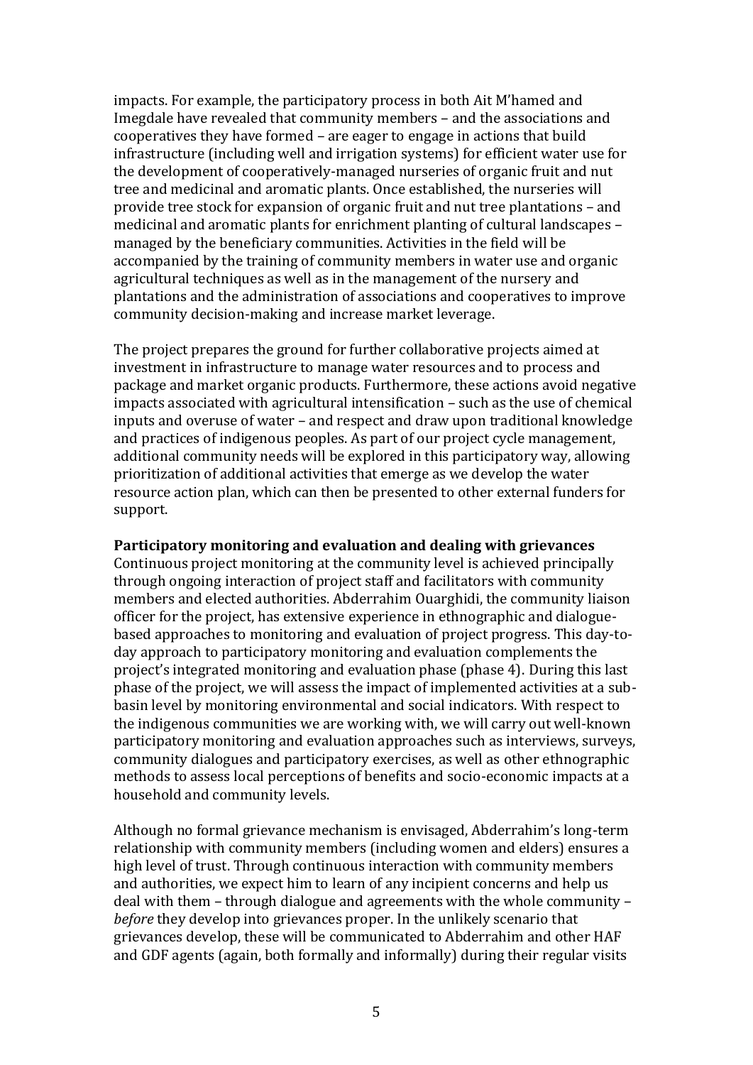impacts. For example, the participatory process in both Ait M'hamed and Imegdale have revealed that community members – and the associations and cooperatives they have formed – are eager to engage in actions that build infrastructure (including well and irrigation systems) for efficient water use for the development of cooperatively-managed nurseries of organic fruit and nut tree and medicinal and aromatic plants. Once established, the nurseries will provide tree stock for expansion of organic fruit and nut tree plantations – and medicinal and aromatic plants for enrichment planting of cultural landscapes – managed by the beneficiary communities. Activities in the field will be accompanied by the training of community members in water use and organic agricultural techniques as well as in the management of the nursery and plantations and the administration of associations and cooperatives to improve community decision-making and increase market leverage.

The project prepares the ground for further collaborative projects aimed at investment in infrastructure to manage water resources and to process and package and market organic products. Furthermore, these actions avoid negative impacts associated with agricultural intensification – such as the use of chemical inputs and overuse of water – and respect and draw upon traditional knowledge and practices of indigenous peoples. As part of our project cycle management, additional community needs will be explored in this participatory way, allowing prioritization of additional activities that emerge as we develop the water resource action plan, which can then be presented to other external funders for support.

**Participatory monitoring and evaluation and dealing with grievances**

Continuous project monitoring at the community level is achieved principally through ongoing interaction of project staff and facilitators with community members and elected authorities. Abderrahim Ouarghidi, the community liaison officer for the project, has extensive experience in ethnographic and dialogue-based approaches to monitoring and evaluation of project progress. This day-to-day approach to participatory monitoring and evaluation complements the project's integrated monitoring and evaluation phase (phase 4). During this last phase of the project, we will assess the impact of implemented activities at a sub-basin level by monitoring environmental and social indicators. With respect to the indigenous communities we are working with, we will carry out well-known participatory monitoring and evaluation approaches such as interviews, surveys, community dialogues and participatory exercises, as well as other ethnographic methods to assess local perceptions of benefits and socio-economic impacts at a household and community levels.

Although no formal grievance mechanism is envisaged, Abderrahim's long-term relationship with community members (including women and elders) ensures a high level of trust. Through continuous interaction with community members and authorities, we expect him to learn of any incipient concerns and help us deal with them – through dialogue and agreements with the whole community – *before* they develop into grievances proper. In the unlikely scenario that grievances develop, these will be communicated to Abderrahim and other HAF and GDF agents (again, both formally and informally) during their regular visits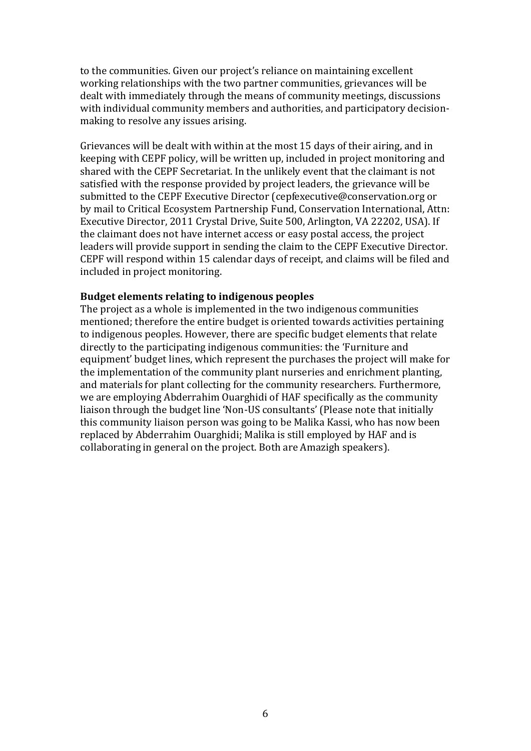to the communities. Given our project's reliance on maintaining excellent working relationships with the two partner communities, grievances will be dealt with immediately through the means of community meetings, discussions with individual community members and authorities, and participatory decision-making to resolve any issues arising.

Grievances will be dealt with within at the most 15 days of their airing, and in keeping with CEPF policy, will be written up, included in project monitoring and shared with the CEPF Secretariat. In the unlikely event that the claimant is not satisfied with the response provided by project leaders, the grievance will be submitted to the CEPF Executive Director (cepfexecutive@conservation.org or by mail to Critical Ecosystem Partnership Fund, Conservation International, Attn: Executive Director, 2011 Crystal Drive, Suite 500, Arlington, VA 22202, USA). If the claimant does not have internet access or easy postal access, the project leaders will provide support in sending the claim to the CEPF Executive Director. CEPF will respond within 15 calendar days of receipt, and claims will be filed and included in project monitoring.

**Budget elements relating to indigenous peoples**

The project as a whole is implemented in the two indigenous communities mentioned; therefore the entire budget is oriented towards activities pertaining to indigenous peoples. However, there are specific budget elements that relate directly to the participating indigenous communities: the 'Furniture and equipment' budget lines, which represent the purchases the project will make for the implementation of the community plant nurseries and enrichment planting, and materials for plant collecting for the community researchers. Furthermore, we are employing Abderrahim Ouarghidi of HAF specifically as the community liaison through the budget line 'Non-US consultants' (Please note that initially this community liaison person was going to be Malika Kassi, who has now been replaced by Abderrahim Ouarghidi; Malika is still employed by HAF and is collaborating in general on the project. Both are Amazigh speakers).